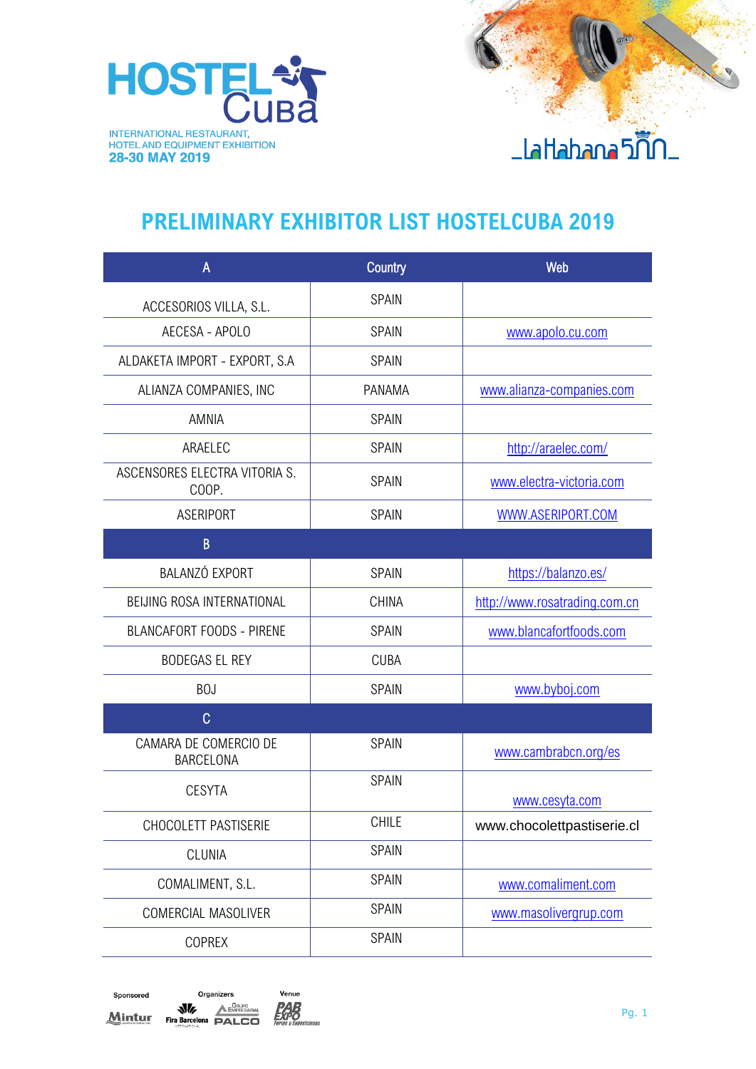HOSTEL CUBA

INTERNATIONAL RESTAURANT, HOTEL AND EQUIPMENT EXHIBITION
28-30 MAY 2019

La Habana 500

# PRELIMINARY EXHIBITOR LIST HOSTELCUBA 2019

| A | Country | Web |
|---|---|---|
| ACCESORIOS VILLA, S.L. | SPAIN | |
| AECESA - APOLO | SPAIN | www.apolo.cu.com |
| ALDAKETA IMPORT - EXPORT, S.A | SPAIN | |
| ALIANZA COMPANIES, INC | PANAMA | www.alianza-companies.com |
| AMNIA | SPAIN | |
| ARAELEC | SPAIN | http://araelec.com/ |
| ASCENSORES ELECTRA VITORIA S. COOP. | SPAIN | www.electra-victoria.com |
| ASERIPORT | SPAIN | WWW.ASERIPORT.COM |
| **B** | | |
| BALANZÓ EXPORT | SPAIN | https://balanzo.es/ |
| BEIJING ROSA INTERNATIONAL | CHINA | http://www.rosatrading.com.cn |
| BLANCAFORT FOODS - PIRENE | SPAIN | www.blancafortfoods.com |
| BODEGAS EL REY | CUBA | |
| BOJ | SPAIN | www.byboj.com |
| **C** | | |
| CAMARA DE COMERCIO DE BARCELONA | SPAIN | www.cambrabcn.org/es |
| CESYTA | SPAIN | www.cesyta.com |
| CHOCOLETT PASTISERIE | CHILE | www.chocolettpastiserie.cl |
| CLUNIA | SPAIN | |
| COMALIMENT, S.L. | SPAIN | www.comaliment.com |
| COMERCIAL MASOLIVER | SPAIN | www.masolivergrup.com |
| COPREX | SPAIN | |

Sponsored: Mintur — Organizers: Fira Barcelona, Grupo Empresarial PALCO — Venue: PABEXPO Ferias y Exposiciones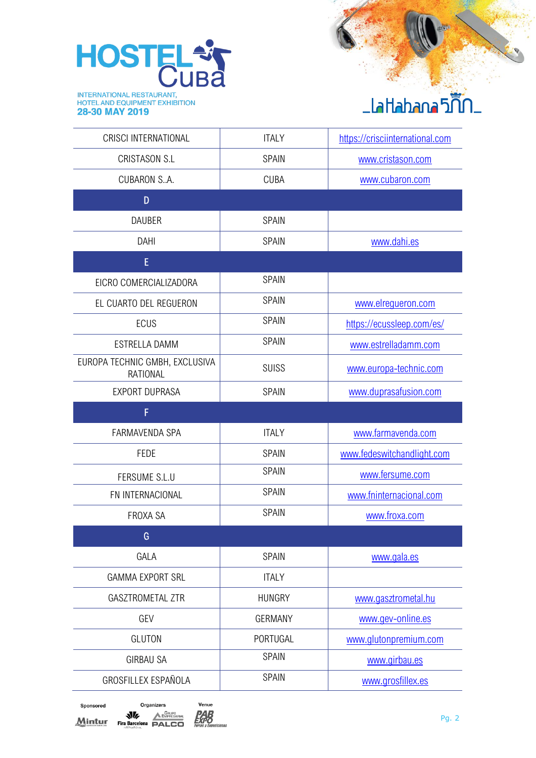| CRISCI INTERNATIONAL | ITALY | https://crisciinternational.com |
|---|---|---|
| CRISTASON S.L | SPAIN | www.cristason.com |
| CUBARON S..A. | CUBA | www.cubaron.com |
| D | | |
| DAUBER | SPAIN | |
| DAHI | SPAIN | www.dahi.es |
| E | | |
| EICRO COMERCIALIZADORA | SPAIN | |
| EL CUARTO DEL REGUERON | SPAIN | www.elregueron.com |
| ECUS | SPAIN | https://ecussleep.com/es/ |
| ESTRELLA DAMM | SPAIN | www.estrelladamm.com |
| EUROPA TECHNIC GMBH, EXCLUSIVA RATIONAL | SUISS | www.europa-technic.com |
| EXPORT DUPRASA | SPAIN | www.duprasafusion.com |
| F | | |
| FARMAVENDA SPA | ITALY | www.farmavenda.com |
| FEDE | SPAIN | www.fedeswitchandlight.com |
| FERSUME S.L.U | SPAIN | www.fersume.com |
| FN INTERNACIONAL | SPAIN | www.fninternacional.com |
| FROXA SA | SPAIN | www.froxa.com |
| G | | |
| GALA | SPAIN | www.gala.es |
| GAMMA EXPORT SRL | ITALY | |
| GASZTROMETAL ZTR | HUNGRY | www.gasztrometal.hu |
| GEV | GERMANY | www.gev-online.es |
| GLUTON | PORTUGAL | www.glutonpremium.com |
| GIRBAU SA | SPAIN | www.girbau.es |
| GROSFILLEX ESPAÑOLA | SPAIN | www.grosfillex.es |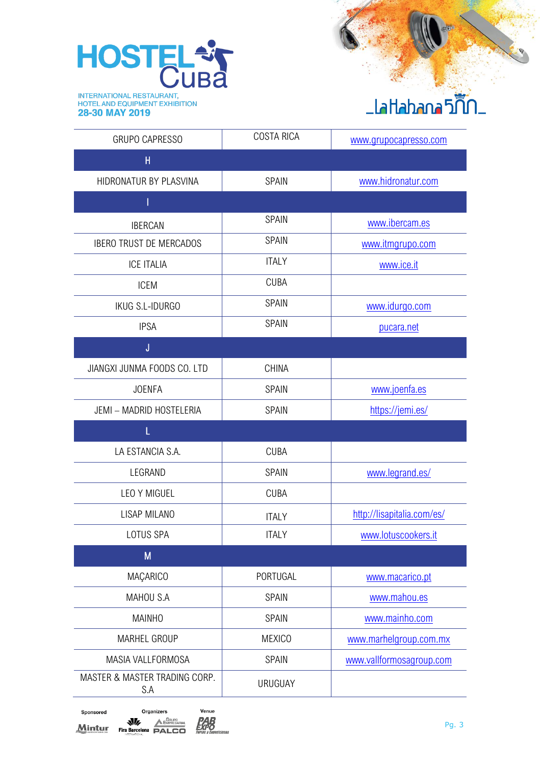| GRUPO CAPRESSO | COSTA RICA | www.grupocapresso.com |
|---|---|---|
| H | | |
| HIDRONATUR BY PLASVINA | SPAIN | www.hidronatur.com |
| I | | |
| IBERCAN | SPAIN | www.ibercam.es |
| IBERO TRUST DE MERCADOS | SPAIN | www.itmgrupo.com |
| ICE ITALIA | ITALY | www.ice.it |
| ICEM | CUBA | |
| IKUG S.L-IDURGO | SPAIN | www.idurgo.com |
| IPSA | SPAIN | pucara.net |
| J | | |
| JIANGXI JUNMA FOODS CO. LTD | CHINA | |
| JOENFA | SPAIN | www.joenfa.es |
| JEMI – MADRID HOSTELERIA | SPAIN | https://jemi.es/ |
| L | | |
| LA ESTANCIA S.A. | CUBA | |
| LEGRAND | SPAIN | www.legrand.es/ |
| LEO Y MIGUEL | CUBA | |
| LISAP MILANO | ITALY | http://lisapitalia.com/es/ |
| LOTUS SPA | ITALY | www.lotuscookers.it |
| M | | |
| MAÇARICO | PORTUGAL | www.macarico.pt |
| MAHOU S.A | SPAIN | www.mahou.es |
| MAINHO | SPAIN | www.mainho.com |
| MARHEL GROUP | MEXICO | www.marhelgroup.com.mx |
| MASIA VALLFORMOSA | SPAIN | www.vallformosagroup.com |
| MASTER & MASTER TRADING CORP. S.A | URUGUAY | |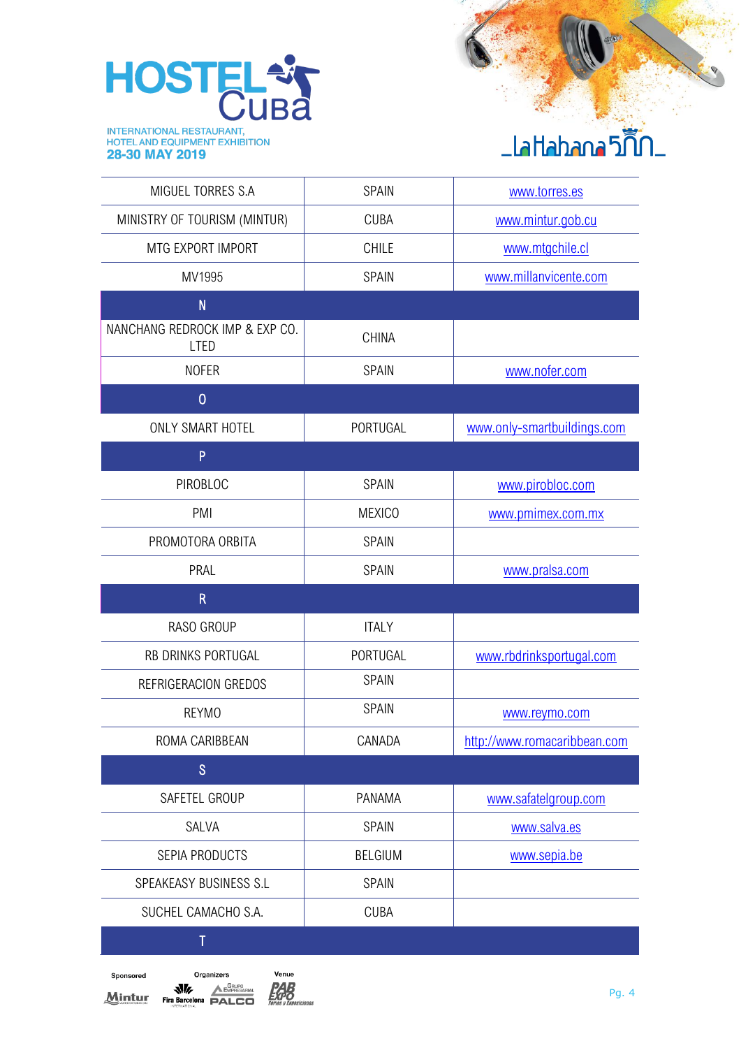| | | |
|---|---|---|
| MIGUEL TORRES S.A | SPAIN | www.torres.es |
| MINISTRY OF TOURISM (MINTUR) | CUBA | www.mintur.gob.cu |
| MTG EXPORT IMPORT | CHILE | www.mtgchile.cl |
| MV1995 | SPAIN | www.millanvicente.com |
| **N** | | |
| NANCHANG REDROCK IMP & EXP CO. LTED | CHINA | |
| NOFER | SPAIN | www.nofer.com |
| **O** | | |
| ONLY SMART HOTEL | PORTUGAL | www.only-smartbuildings.com |
| **P** | | |
| PIROBLOC | SPAIN | www.pirobloc.com |
| PMI | MEXICO | www.pmimex.com.mx |
| PROMOTORA ORBITA | SPAIN | |
| PRAL | SPAIN | www.pralsa.com |
| **R** | | |
| RASO GROUP | ITALY | |
| RB DRINKS PORTUGAL | PORTUGAL | www.rbdrinksportugal.com |
| REFRIGERACION GREDOS | SPAIN | |
| REYMO | SPAIN | www.reymo.com |
| ROMA CARIBBEAN | CANADA | http://www.romacaribbean.com |
| **S** | | |
| SAFETEL GROUP | PANAMA | www.safatelgroup.com |
| SALVA | SPAIN | www.salva.es |
| SEPIA PRODUCTS | BELGIUM | www.sepia.be |
| SPEAKEASY BUSINESS S.L | SPAIN | |
| SUCHEL CAMACHO S.A. | CUBA | |
| **T** | | |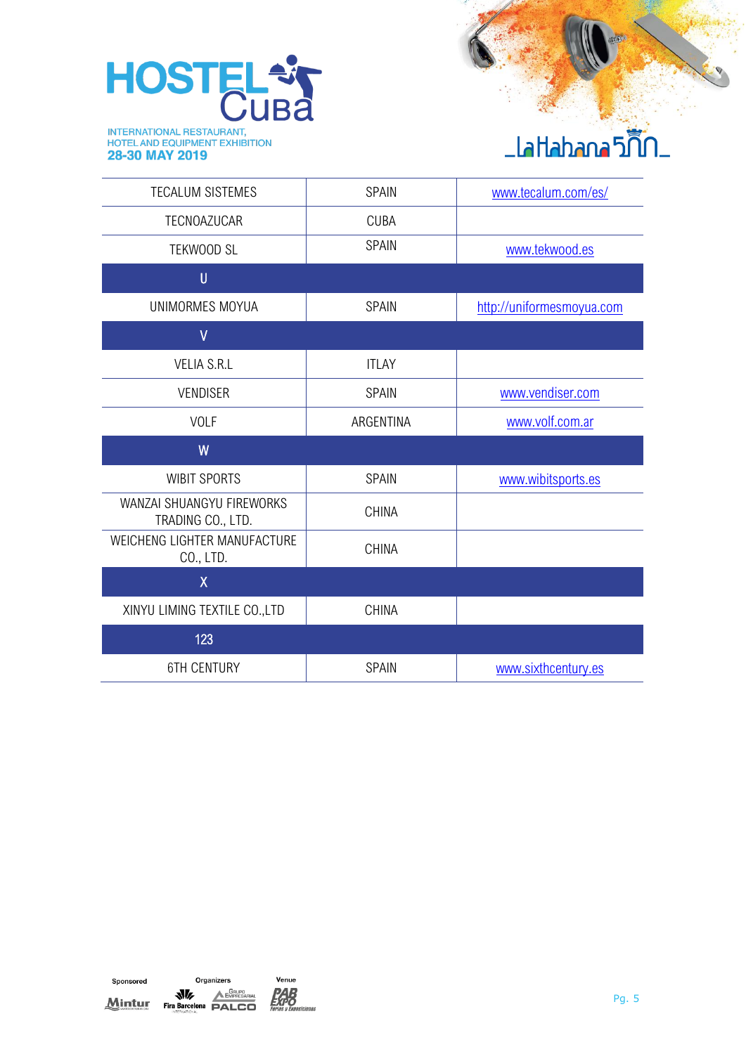| | | |
|---|---|---|
| TECALUM SISTEMES | SPAIN | www.tecalum.com/es/ |
| TECNOAZUCAR | CUBA | |
| TEKWOOD SL | SPAIN | www.tekwood.es |
| U | | |
| UNIMORMES MOYUA | SPAIN | http://uniformesmoyua.com |
| V | | |
| VELIA S.R.L | ITLAY | |
| VENDISER | SPAIN | www.vendiser.com |
| VOLF | ARGENTINA | www.volf.com.ar |
| W | | |
| WIBIT SPORTS | SPAIN | www.wibitsports.es |
| WANZAI SHUANGYU FIREWORKS TRADING CO., LTD. | CHINA | |
| WEICHENG LIGHTER MANUFACTURE CO., LTD. | CHINA | |
| X | | |
| XINYU LIMING TEXTILE CO.,LTD | CHINA | |
| 123 | | |
| 6TH CENTURY | SPAIN | www.sixthcentury.es |